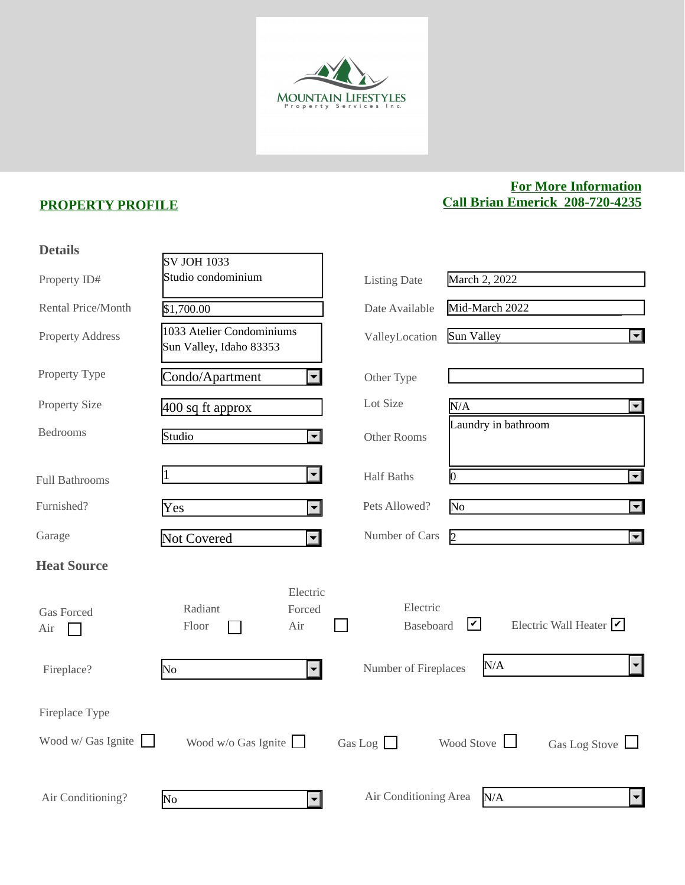MOUNTAIN LIFESTYLES
Property Services Inc.

## PROPERTY PROFILE

**For More Information**
**Call Brian Emerick 208-720-4235**

### Details

| Field | Value | Field | Value |
|---|---|---|---|
| Property ID# | SV JOH 1033 Studio condominium | Listing Date | March 2, 2022 |
| Rental Price/Month | $1,700.00 | Date Available | Mid-March 2022 |
| Property Address | 1033 Atelier Condominiums Sun Valley, Idaho 83353 | ValleyLocation | Sun Valley |
| Property Type | Condo/Apartment | Other Type | |
| Property Size | 400 sq ft approx | Lot Size | N/A |
| Bedrooms | Studio | Other Rooms | Laundry in bathroom |
| Full Bathrooms | 1 | Half Baths | 0 |
| Furnished? | Yes | Pets Allowed? | No |
| Garage | Not Covered | Number of Cars | 2 |

### Heat Source

- Gas Forced Air ☐
- Radiant Floor ☐
- Electric Forced Air ☐
- Electric Baseboard ☑
- Electric Wall Heater ☑

| Field | Value | Field | Value |
|---|---|---|---|
| Fireplace? | No | Number of Fireplaces | N/A |

Fireplace Type

- Wood w/ Gas Ignite ☐
- Wood w/o Gas Ignite ☐
- Gas Log ☐
- Wood Stove ☐
- Gas Log Stove ☐

| Field | Value | Field | Value |
|---|---|---|---|
| Air Conditioning? | No | Air Conditioning Area | N/A |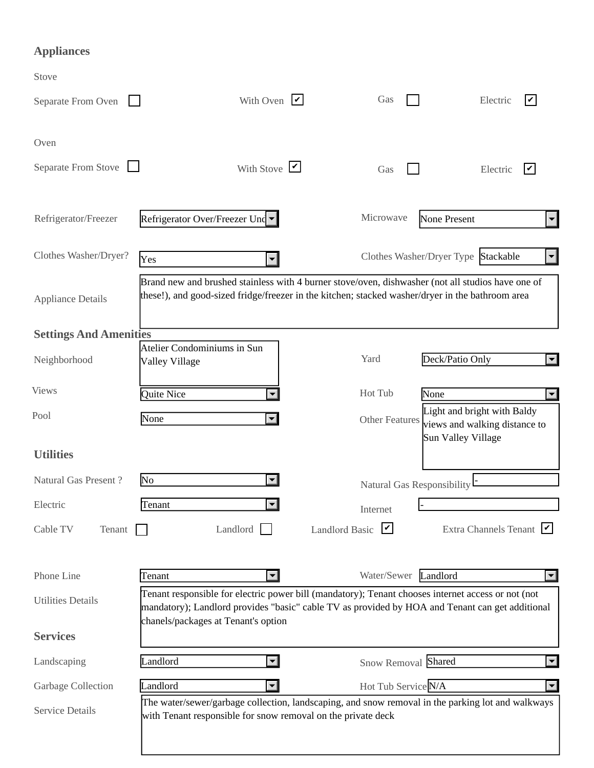## Appliances

### Stove

| | | | | | | | |
|---|---|---|---|---|---|---|---|
| Separate From Oven | ☐ | With Oven | ☑ | Gas | ☐ | Electric | ☑ |

### Oven

| | | | | | | | |
|---|---|---|---|---|---|---|---|
| Separate From Stove | ☐ | With Stove | ☑ | Gas | ☐ | Electric | ☑ |

| | | | |
|---|---|---|---|
| Refrigerator/Freezer | Refrigerator Over/Freezer Und | Microwave | None Present |
| Clothes Washer/Dryer? | Yes | Clothes Washer/Dryer Type | Stackable |

**Appliance Details:** Brand new and brushed stainless with 4 burner stove/oven, dishwasher (not all studios have one of these!), and good-sized fridge/freezer in the kitchen; stacked washer/dryer in the bathroom area

## Settings And Amenities

| | | | |
|---|---|---|---|
| Neighborhood | Atelier Condominiums in Sun Valley Village | Yard | Deck/Patio Only |
| Views | Quite Nice | Hot Tub | None |
| Pool | None | Other Features | Light and bright with Baldy views and walking distance to Sun Valley Village |

## Utilities

| | | | |
|---|---|---|---|
| Natural Gas Present ? | No | Natural Gas Responsibility | - |
| Electric | Tenant | Internet | - |

| | | | | | | | | |
|---|---|---|---|---|---|---|---|---|
| Cable TV | Tenant | ☐ | Landlord | ☐ | Landlord Basic | ☑ | Extra Channels Tenant | ☑ |

| | | | |
|---|---|---|---|
| Phone Line | Tenant | Water/Sewer | Landlord |

**Utilities Details:** Tenant responsible for electric power bill (mandatory); Tenant chooses internet access or not (not mandatory); Landlord provides "basic" cable TV as provided by HOA and Tenant can get additional chanels/packages at Tenant's option

## Services

| | | | |
|---|---|---|---|
| Landscaping | Landlord | Snow Removal | Shared |
| Garbage Collection | Landlord | Hot Tub Service | N/A |

**Service Details:** The water/sewer/garbage collection, landscaping, and snow removal in the parking lot and walkways with Tenant responsible for snow removal on the private deck